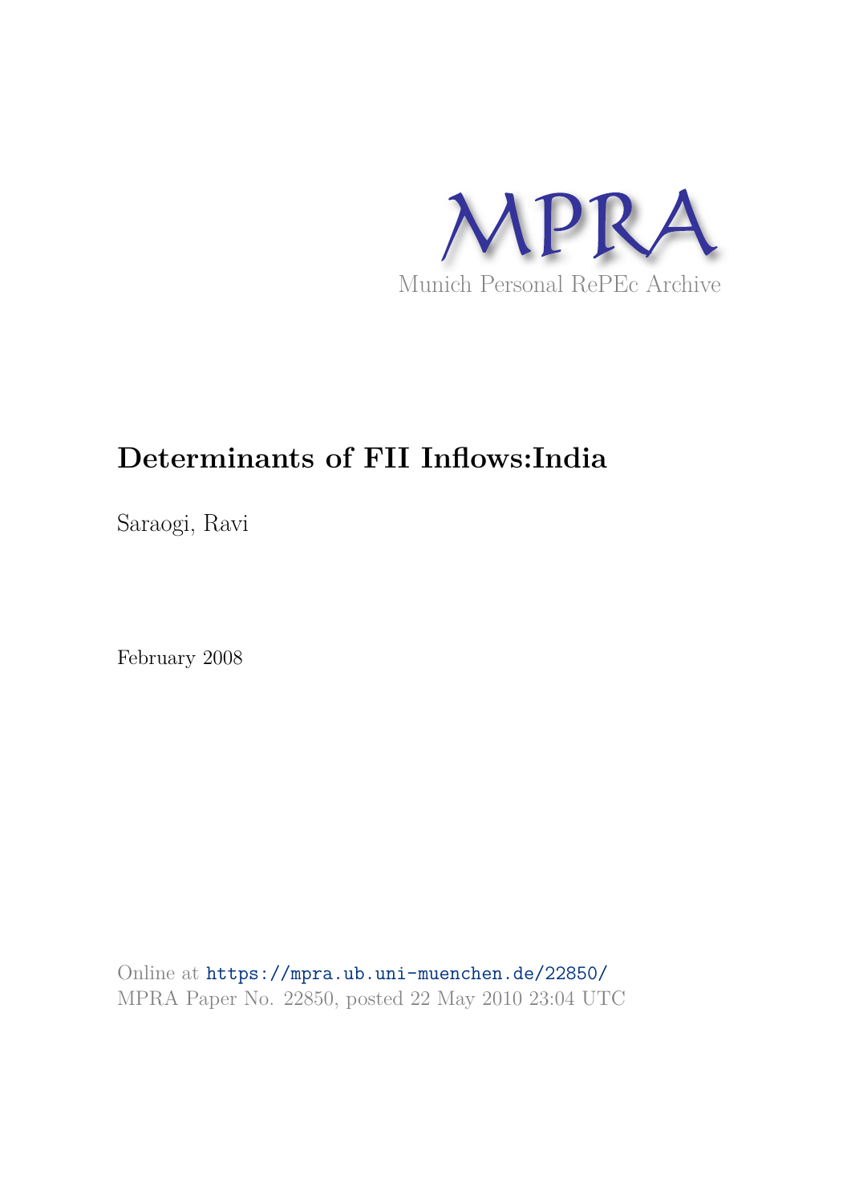MPRA

Munich Personal RePEc Archive

# Determinants of FII Inflows:India

Saraogi, Ravi

February 2008

Online at https://mpra.ub.uni-muenchen.de/22850/
MPRA Paper No. 22850, posted 22 May 2010 23:04 UTC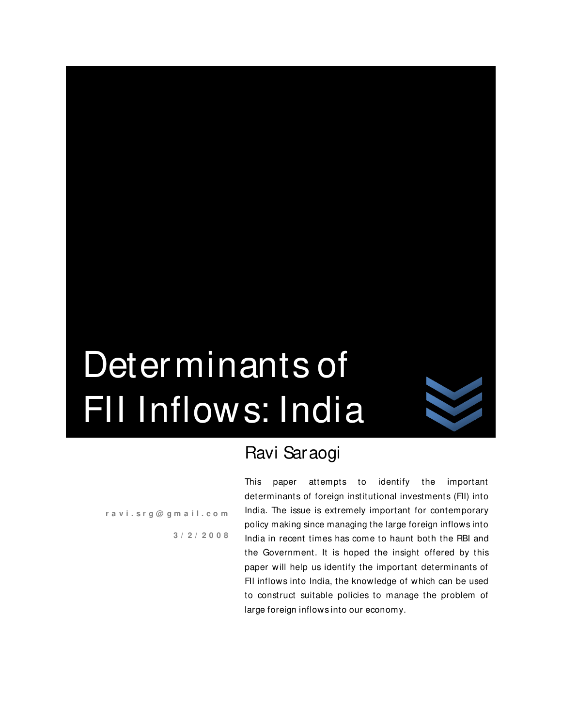# Determinants of FII Inflows: India

## Ravi Saraogi

ravi.srg@gmail.com

3/2/2008

This paper attempts to identify the important determinants of foreign institutional investments (FII) into India. The issue is extremely important for contemporary policy making since managing the large foreign inflows into India in recent times has come to haunt both the RBI and the Government. It is hoped the insight offered by this paper will help us identify the important determinants of FII inflows into India, the knowledge of which can be used to construct suitable policies to manage the problem of large foreign inflows into our economy.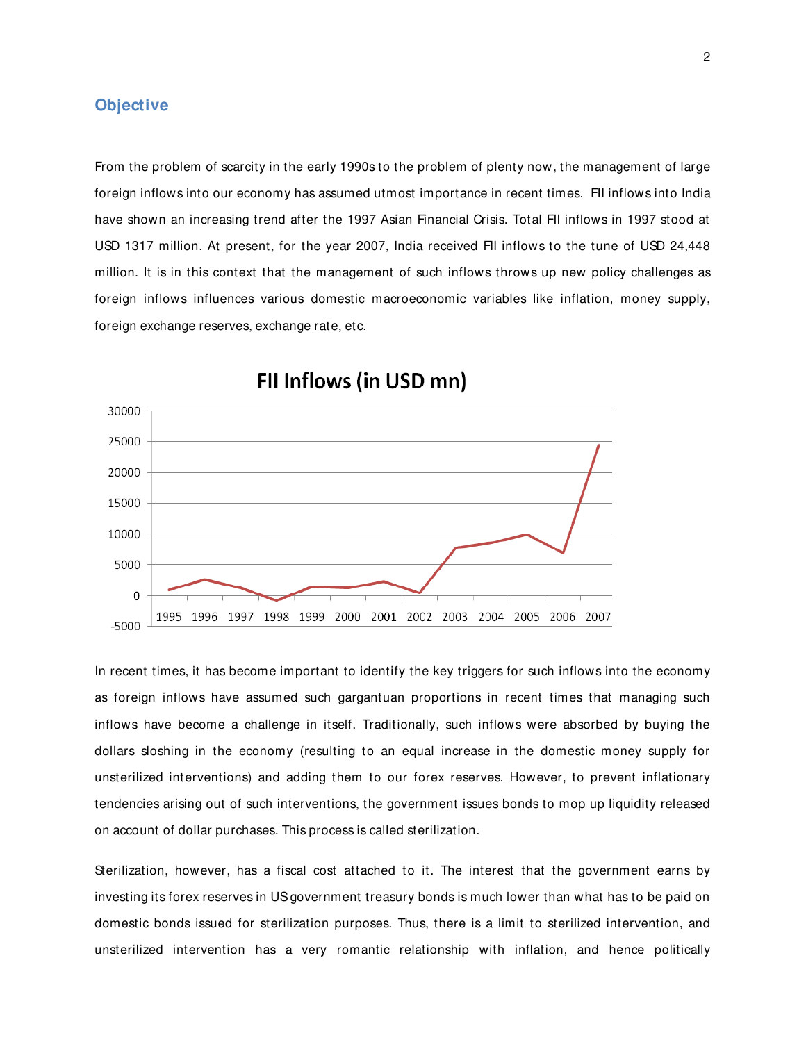## Objective

From the problem of scarcity in the early 1990s to the problem of plenty now, the management of large foreign inflows into our economy has assumed utmost importance in recent times. FII inflows into India have shown an increasing trend after the 1997 Asian Financial Crisis. Total FII inflows in 1997 stood at USD 1317 million. At present, for the year 2007, India received FII inflows to the tune of USD 24,448 million. It is in this context that the management of such inflows throws up new policy challenges as foreign inflows influences various domestic macroeconomic variables like inflation, money supply, foreign exchange reserves, exchange rate, etc.

**FII Inflows (in USD mn)**

In recent times, it has become important to identify the key triggers for such inflows into the economy as foreign inflows have assumed such gargantuan proportions in recent times that managing such inflows have become a challenge in itself. Traditionally, such inflows were absorbed by buying the dollars sloshing in the economy (resulting to an equal increase in the domestic money supply for unsterilized interventions) and adding them to our forex reserves. However, to prevent inflationary tendencies arising out of such interventions, the government issues bonds to mop up liquidity released on account of dollar purchases. This process is called sterilization.

Sterilization, however, has a fiscal cost attached to it. The interest that the government earns by investing its forex reserves in US government treasury bonds is much lower than what has to be paid on domestic bonds issued for sterilization purposes. Thus, there is a limit to sterilized intervention, and unsterilized intervention has a very romantic relationship with inflation, and hence politically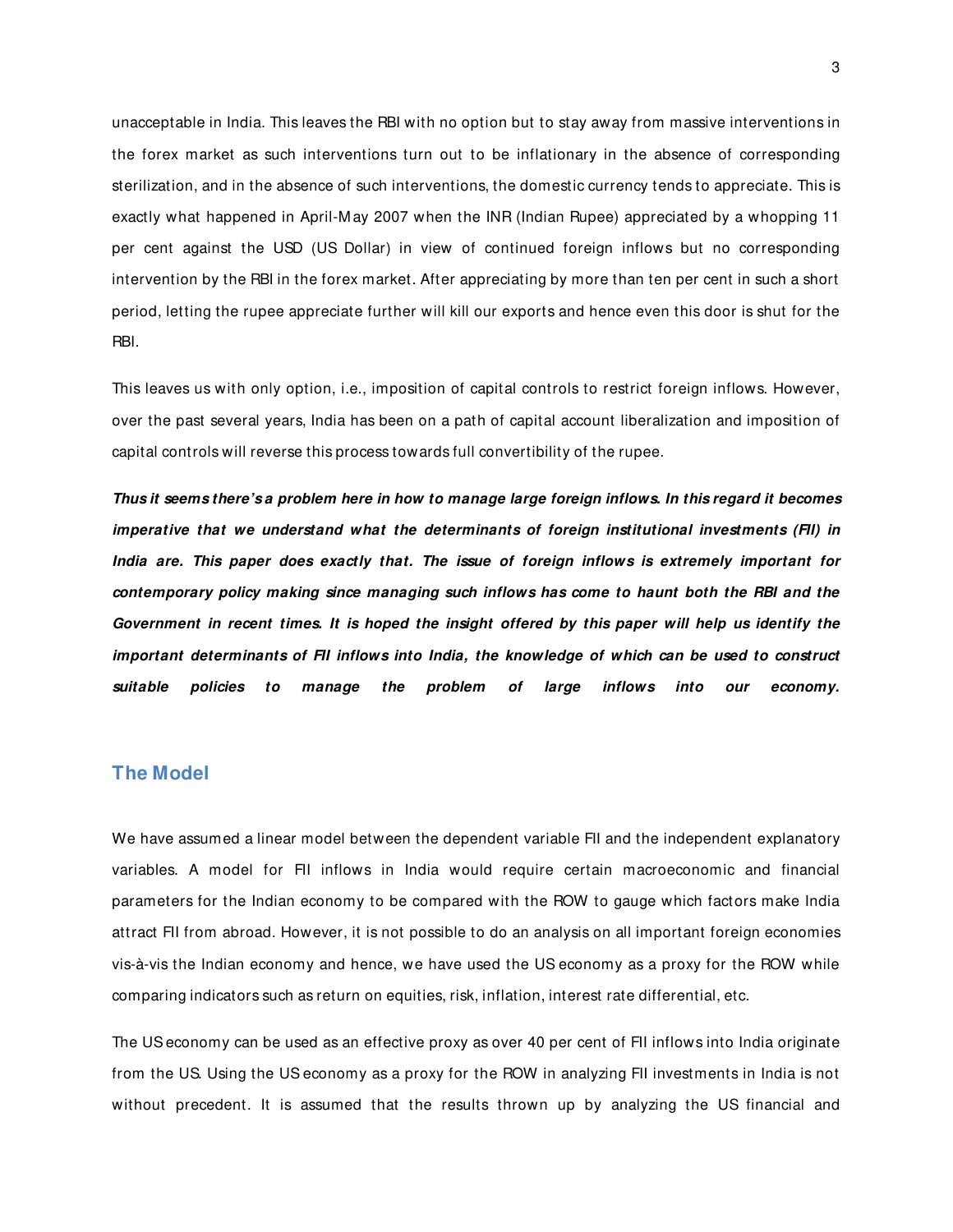unacceptable in India. This leaves the RBI with no option but to stay away from massive interventions in the forex market as such interventions turn out to be inflationary in the absence of corresponding sterilization, and in the absence of such interventions, the domestic currency tends to appreciate. This is exactly what happened in April-May 2007 when the INR (Indian Rupee) appreciated by a whopping 11 per cent against the USD (US Dollar) in view of continued foreign inflows but no corresponding intervention by the RBI in the forex market. After appreciating by more than ten per cent in such a short period, letting the rupee appreciate further will kill our exports and hence even this door is shut for the RBI.

This leaves us with only option, i.e., imposition of capital controls to restrict foreign inflows. However, over the past several years, India has been on a path of capital account liberalization and imposition of capital controls will reverse this process towards full convertibility of the rupee.

***Thus it seems there's a problem here in how to manage large foreign inflows. In this regard it becomes imperative that we understand what the determinants of foreign institutional investments (FII) in India are. This paper does exactly that. The issue of foreign inflows is extremely important for contemporary policy making since managing such inflows has come to haunt both the RBI and the Government in recent times. It is hoped the insight offered by this paper will help us identify the important determinants of FII inflows into India, the knowledge of which can be used to construct suitable policies to manage the problem of large inflows into our economy.***

## The Model

We have assumed a linear model between the dependent variable FII and the independent explanatory variables. A model for FII inflows in India would require certain macroeconomic and financial parameters for the Indian economy to be compared with the ROW to gauge which factors make India attract FII from abroad. However, it is not possible to do an analysis on all important foreign economies vis-à-vis the Indian economy and hence, we have used the US economy as a proxy for the ROW while comparing indicators such as return on equities, risk, inflation, interest rate differential, etc.

The US economy can be used as an effective proxy as over 40 per cent of FII inflows into India originate from the US. Using the US economy as a proxy for the ROW in analyzing FII investments in India is not without precedent. It is assumed that the results thrown up by analyzing the US financial and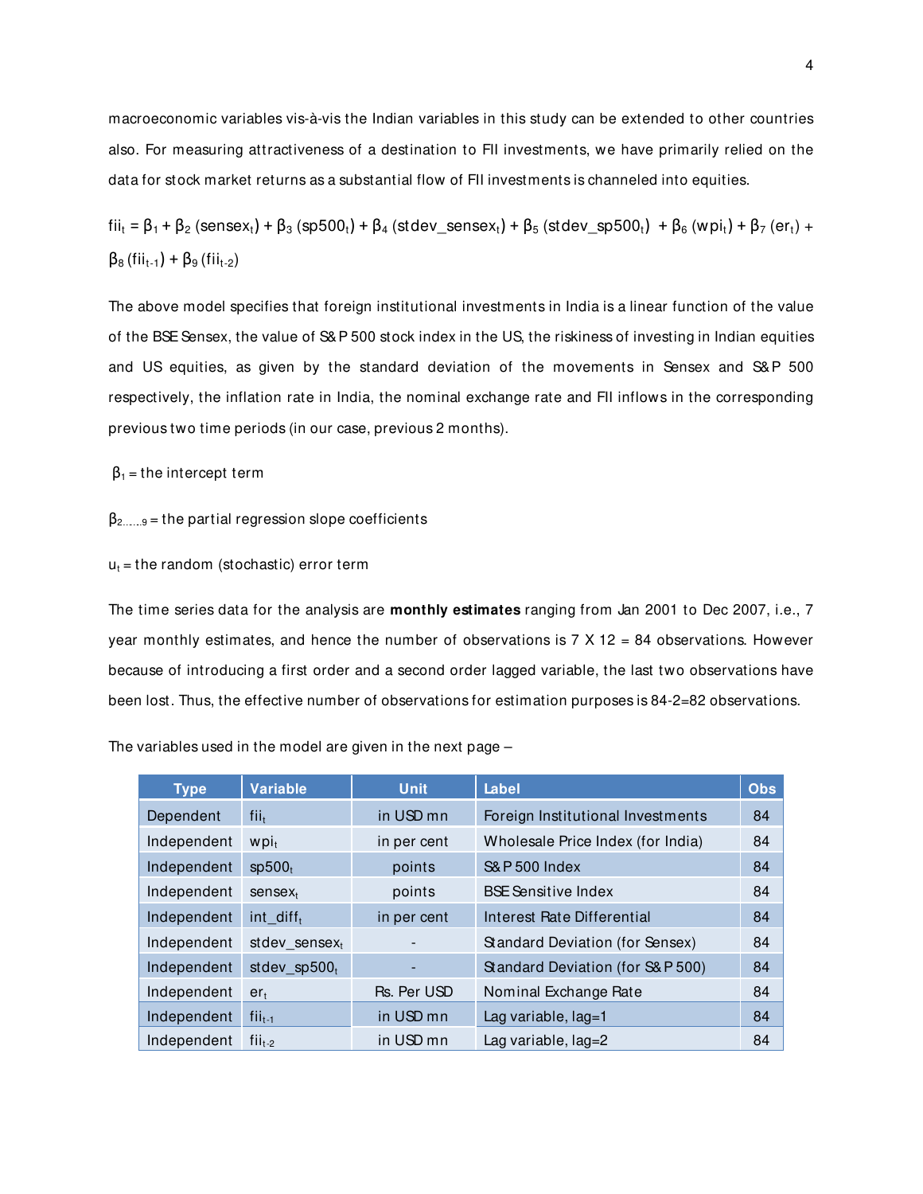macroeconomic variables vis-à-vis the Indian variables in this study can be extended to other countries also. For measuring attractiveness of a destination to FII investments, we have primarily relied on the data for stock market returns as a substantial flow of FII investments is channeled into equities.

$$fii_t = \beta_1 + \beta_2\,(sensex_t) + \beta_3\,(sp500_t) + \beta_4\,(stdev\_sensex_t) + \beta_5\,(stdev\_sp500_t) + \beta_6\,(wpi_t) + \beta_7\,(er_t) + \beta_8\,(fii_{t-1}) + \beta_9\,(fii_{t-2})$$

The above model specifies that foreign institutional investments in India is a linear function of the value of the BSE Sensex, the value of S&P 500 stock index in the US, the riskiness of investing in Indian equities and US equities, as given by the standard deviation of the movements in Sensex and S&P 500 respectively, the inflation rate in India, the nominal exchange rate and FII inflows in the corresponding previous two time periods (in our case, previous 2 months).

$\beta_1$ = the intercept term

$\beta_{2......9}$ = the partial regression slope coefficients

$u_t$ = the random (stochastic) error term

The time series data for the analysis are **monthly estimates** ranging from Jan 2001 to Dec 2007, i.e., 7 year monthly estimates, and hence the number of observations is 7 X 12 = 84 observations. However because of introducing a first order and a second order lagged variable, the last two observations have been lost. Thus, the effective number of observations for estimation purposes is 84-2=82 observations.

The variables used in the model are given in the next page –

| Type | Variable | Unit | Label | Obs |
|---|---|---|---|---|
| Dependent | $fii_t$ | in USD mn | Foreign Institutional Investments | 84 |
| Independent | $wpi_t$ | in per cent | Wholesale Price Index (for India) | 84 |
| Independent | $sp500_t$ | points | S&P 500 Index | 84 |
| Independent | $sensex_t$ | points | BSE Sensitive Index | 84 |
| Independent | $int\_diff_t$ | in per cent | Interest Rate Differential | 84 |
| Independent | $stdev\_sensex_t$ | - | Standard Deviation (for Sensex) | 84 |
| Independent | $stdev\_sp500_t$ | - | Standard Deviation (for S&P 500) | 84 |
| Independent | $er_t$ | Rs. Per USD | Nominal Exchange Rate | 84 |
| Independent | $fii_{t-1}$ | in USD mn | Lag variable, lag=1 | 84 |
| Independent | $fii_{t-2}$ | in USD mn | Lag variable, lag=2 | 84 |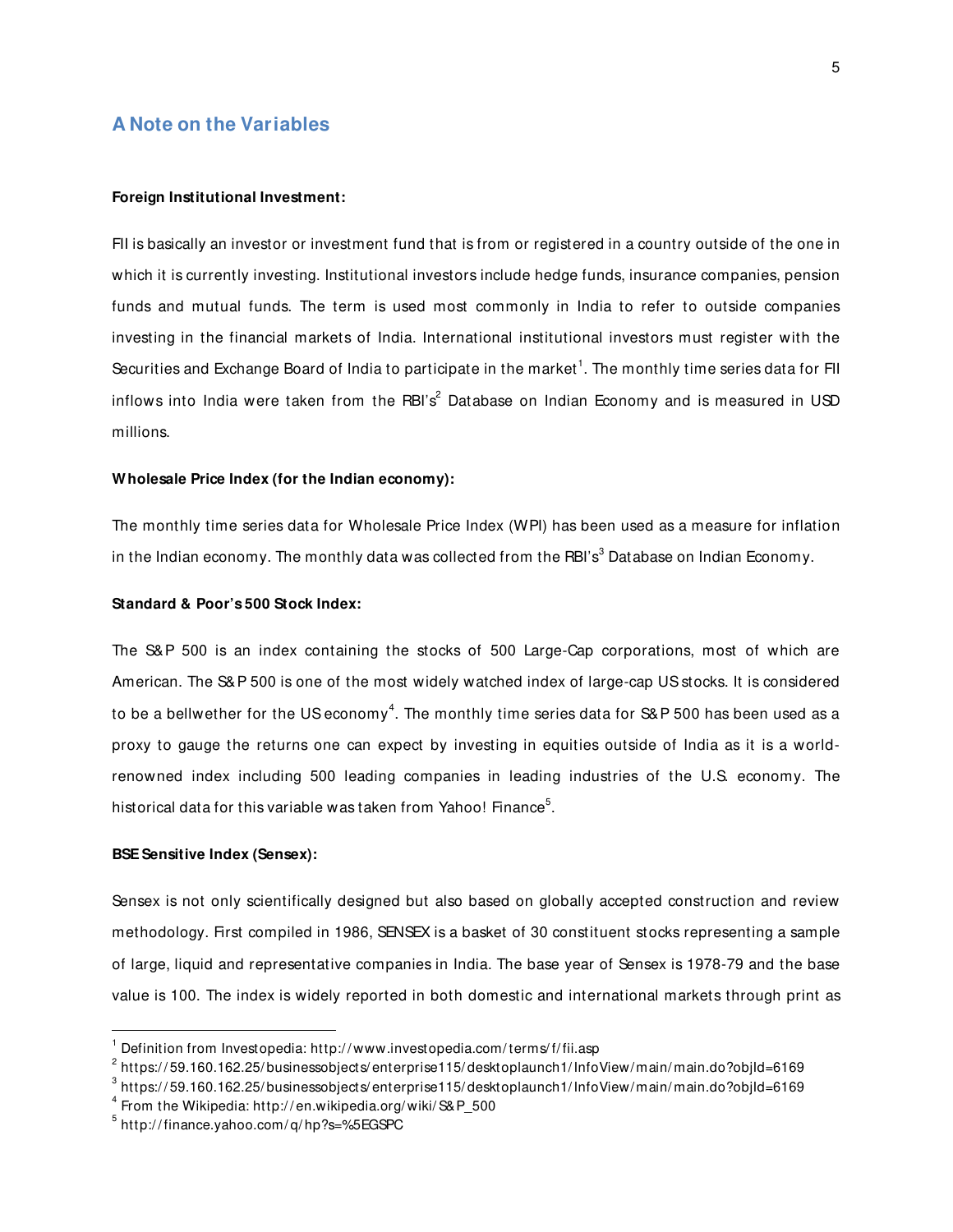## A Note on the Variables

**Foreign Institutional Investment:**

FII is basically an investor or investment fund that is from or registered in a country outside of the one in which it is currently investing. Institutional investors include hedge funds, insurance companies, pension funds and mutual funds. The term is used most commonly in India to refer to outside companies investing in the financial markets of India. International institutional investors must register with the Securities and Exchange Board of India to participate in the market[1]. The monthly time series data for FII inflows into India were taken from the RBI's[2] Database on Indian Economy and is measured in USD millions.

**Wholesale Price Index (for the Indian economy):**

The monthly time series data for Wholesale Price Index (WPI) has been used as a measure for inflation in the Indian economy. The monthly data was collected from the RBI's[3] Database on Indian Economy.

**Standard & Poor's 500 Stock Index:**

The S&P 500 is an index containing the stocks of 500 Large-Cap corporations, most of which are American. The S&P 500 is one of the most widely watched index of large-cap US stocks. It is considered to be a bellwether for the US economy[4]. The monthly time series data for S&P 500 has been used as a proxy to gauge the returns one can expect by investing in equities outside of India as it is a world-renowned index including 500 leading companies in leading industries of the U.S. economy. The historical data for this variable was taken from Yahoo! Finance[5].

**BSE Sensitive Index (Sensex):**

Sensex is not only scientifically designed but also based on globally accepted construction and review methodology. First compiled in 1986, SENSEX is a basket of 30 constituent stocks representing a sample of large, liquid and representative companies in India. The base year of Sensex is 1978-79 and the base value is 100. The index is widely reported in both domestic and international markets through print as

---

[1] Definition from Investopedia: http://www.investopedia.com/terms/f/fii.asp

[2] https://59.160.162.25/businessobjects/enterprise115/desktoplaunch1/InfoView/main/main.do?objId=6169

[3] https://59.160.162.25/businessobjects/enterprise115/desktoplaunch1/InfoView/main/main.do?objId=6169

[4] From the Wikipedia: http://en.wikipedia.org/wiki/S&P_500

[5] http://finance.yahoo.com/q/hp?s=%5EGSPC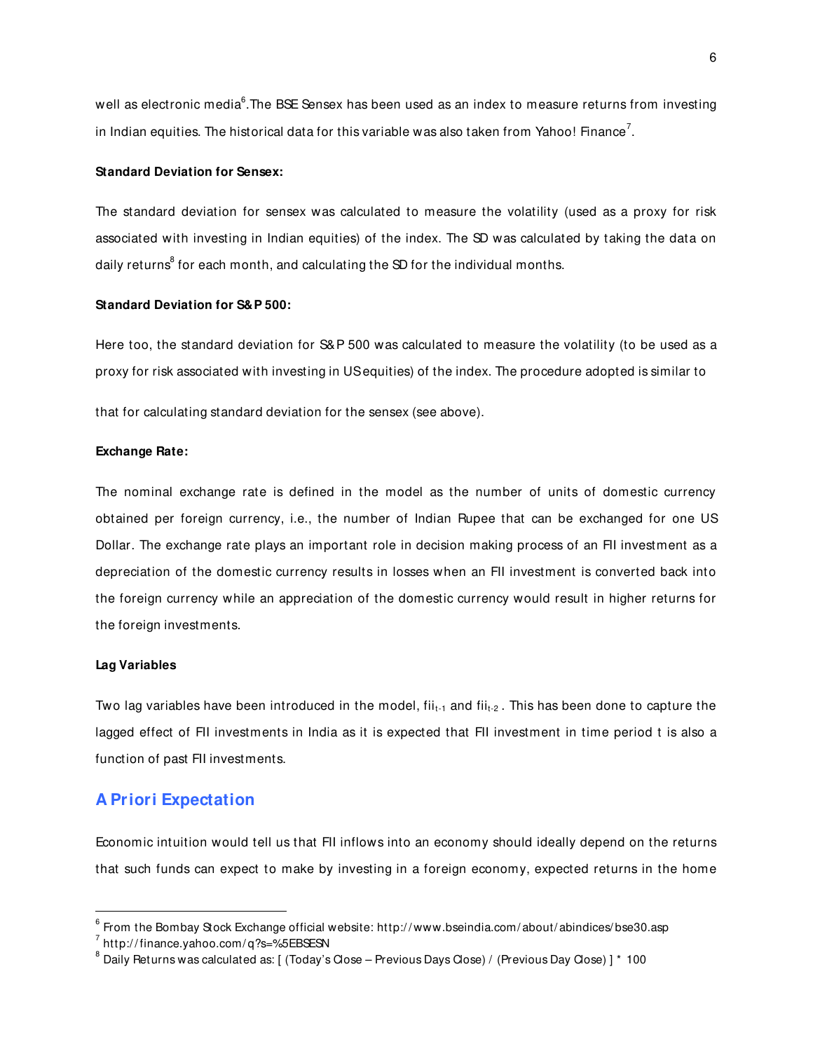well as electronic media[6].The BSE Sensex has been used as an index to measure returns from investing in Indian equities. The historical data for this variable was also taken from Yahoo! Finance[7].

**Standard Deviation for Sensex:**

The standard deviation for sensex was calculated to measure the volatility (used as a proxy for risk associated with investing in Indian equities) of the index. The SD was calculated by taking the data on daily returns[8] for each month, and calculating the SD for the individual months.

**Standard Deviation for S&P 500:**

Here too, the standard deviation for S&P 500 was calculated to measure the volatility (to be used as a proxy for risk associated with investing in US equities) of the index. The procedure adopted is similar to

that for calculating standard deviation for the sensex (see above).

**Exchange Rate:**

The nominal exchange rate is defined in the model as the number of units of domestic currency obtained per foreign currency, i.e., the number of Indian Rupee that can be exchanged for one US Dollar. The exchange rate plays an important role in decision making process of an FII investment as a depreciation of the domestic currency results in losses when an FII investment is converted back into the foreign currency while an appreciation of the domestic currency would result in higher returns for the foreign investments.

**Lag Variables**

Two lag variables have been introduced in the model, $fii_{t-1}$ and $fii_{t-2}$ . This has been done to capture the lagged effect of FII investments in India as it is expected that FII investment in time period t is also a function of past FII investments.

## A Priori Expectation

Economic intuition would tell us that FII inflows into an economy should ideally depend on the returns that such funds can expect to make by investing in a foreign economy, expected returns in the home

---

[6] From the Bombay Stock Exchange official website: http://www.bseindia.com/about/abindices/bse30.asp

[7] http://finance.yahoo.com/q?s=%5EBSESN

[8] Daily Returns was calculated as: [ (Today's Close – Previous Days Close) / (Previous Day Close) ] * 100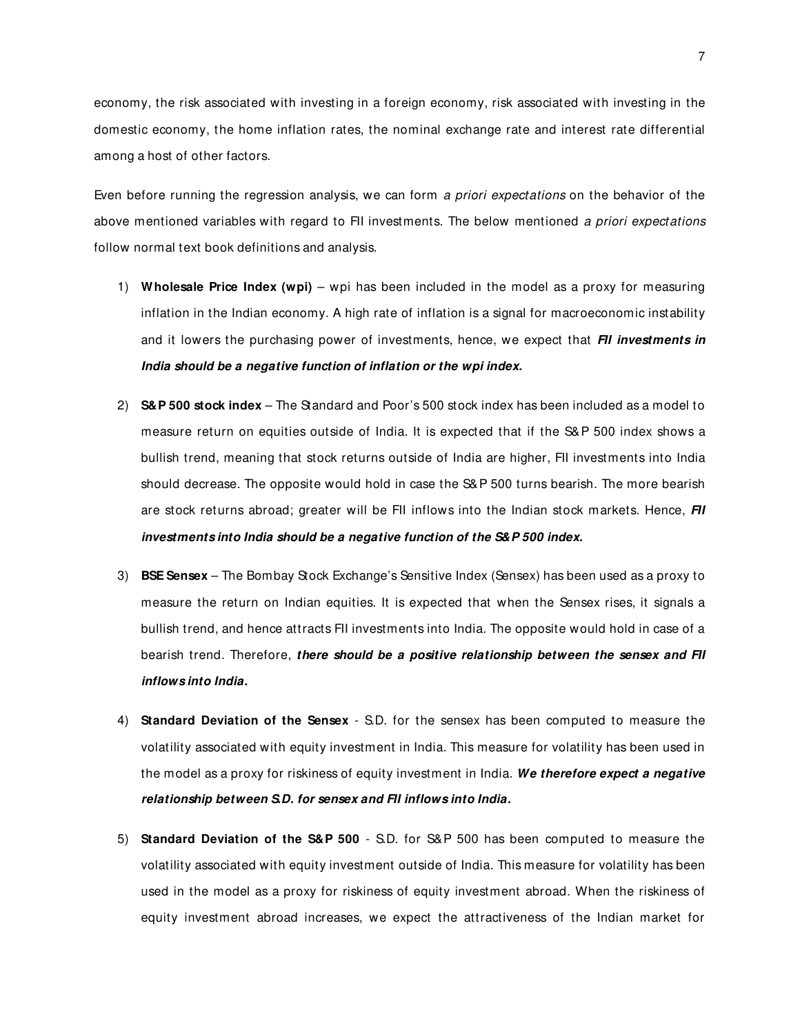economy, the risk associated with investing in a foreign economy, risk associated with investing in the domestic economy, the home inflation rates, the nominal exchange rate and interest rate differential among a host of other factors.

Even before running the regression analysis, we can form *a priori expectations* on the behavior of the above mentioned variables with regard to FII investments. The below mentioned *a priori expectations* follow normal text book definitions and analysis.

1) **Wholesale Price Index (wpi)** – wpi has been included in the model as a proxy for measuring inflation in the Indian economy. A high rate of inflation is a signal for macroeconomic instability and it lowers the purchasing power of investments, hence, we expect that ***FII investments in India should be a negative function of inflation or the wpi index.***

2) **S&P 500 stock index** – The Standard and Poor's 500 stock index has been included as a model to measure return on equities outside of India. It is expected that if the S&P 500 index shows a bullish trend, meaning that stock returns outside of India are higher, FII investments into India should decrease. The opposite would hold in case the S&P 500 turns bearish. The more bearish are stock returns abroad; greater will be FII inflows into the Indian stock markets. Hence, ***FII investments into India should be a negative function of the S&P 500 index.***

3) **BSE Sensex** – The Bombay Stock Exchange's Sensitive Index (Sensex) has been used as a proxy to measure the return on Indian equities. It is expected that when the Sensex rises, it signals a bullish trend, and hence attracts FII investments into India. The opposite would hold in case of a bearish trend. Therefore, ***there should be a positive relationship between the sensex and FII inflows into India.***

4) **Standard Deviation of the Sensex** - S.D. for the sensex has been computed to measure the volatility associated with equity investment in India. This measure for volatility has been used in the model as a proxy for riskiness of equity investment in India. ***We therefore expect a negative relationship between S.D. for sensex and FII inflows into India.***

5) **Standard Deviation of the S&P 500** - S.D. for S&P 500 has been computed to measure the volatility associated with equity investment outside of India. This measure for volatility has been used in the model as a proxy for riskiness of equity investment abroad. When the riskiness of equity investment abroad increases, we expect the attractiveness of the Indian market for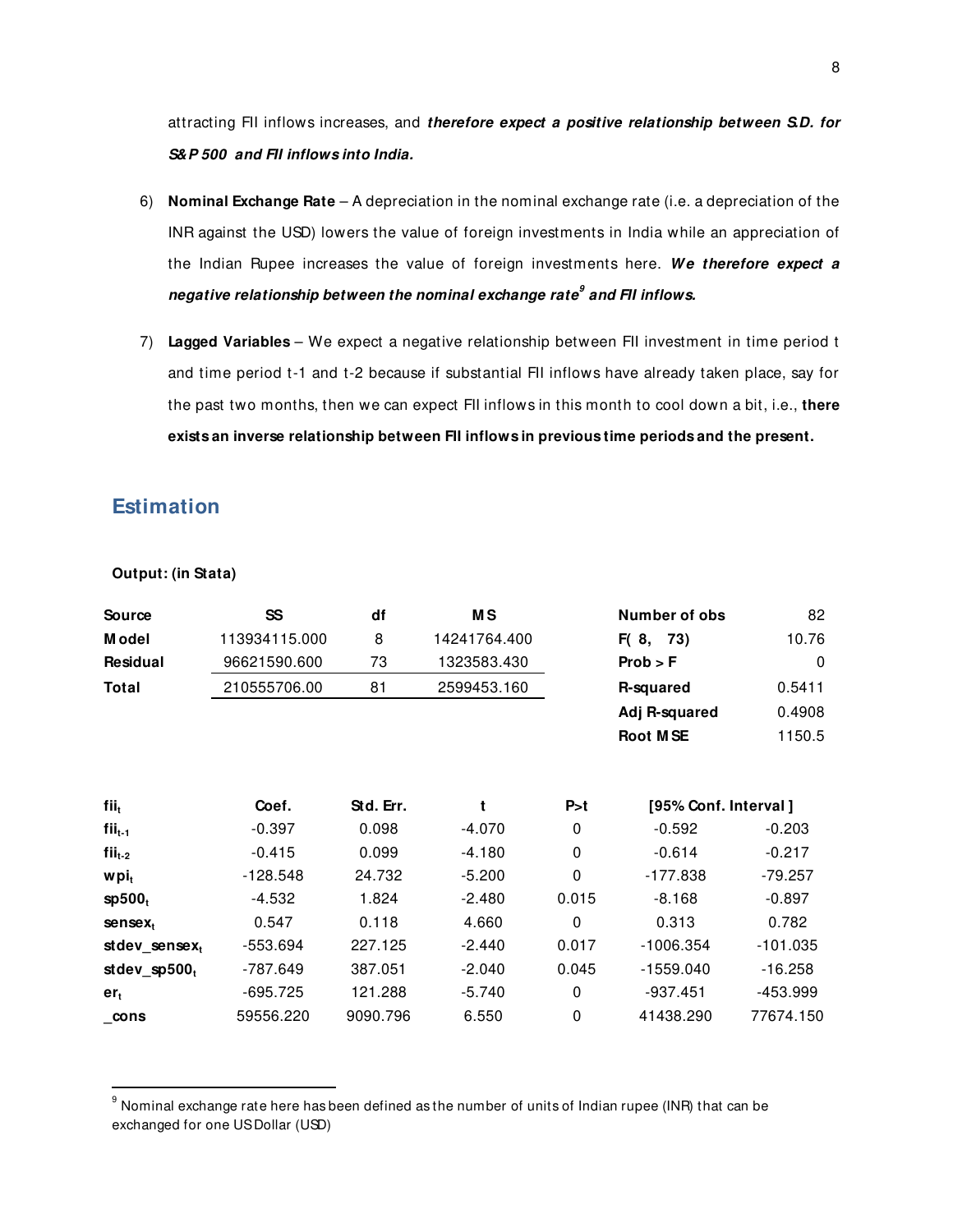attracting FII inflows increases, and ***therefore expect a positive relationship between S.D. for S&P 500 and FII inflows into India.***

6) **Nominal Exchange Rate** – A depreciation in the nominal exchange rate (i.e. a depreciation of the INR against the USD) lowers the value of foreign investments in India while an appreciation of the Indian Rupee increases the value of foreign investments here. ***We therefore expect a negative relationship between the nominal exchange rate[9] and FII inflows.***

7) **Lagged Variables** – We expect a negative relationship between FII investment in time period t and time period t-1 and t-2 because if substantial FII inflows have already taken place, say for the past two months, then we can expect FII inflows in this month to cool down a bit, i.e., **there exists an inverse relationship between FII inflows in previous time periods and the present.**

## Estimation

**Output: (in Stata)**

| Source | SS | df | MS | | |
|---|---|---|---|---|---|
| **Model** | 113934115.000 | 8 | 14241764.400 | **Number of obs** | 82 |
| **Residual** | 96621590.600 | 73 | 1323583.430 | **F( 8, 73)** | 10.76 |
| **Total** | 210555706.00 | 81 | 2599453.160 | **Prob > F** | 0 |
| | | | | **R-squared** | 0.5411 |
| | | | | **Adj R-squared** | 0.4908 |
| | | | | **Root MSE** | 1150.5 |

| $fii_t$ | Coef. | Std. Err. | t | P>t | [95% Conf. Interval ] | |
|---|---|---|---|---|---|---|
| $fii_{t-1}$ | -0.397 | 0.098 | -4.070 | 0 | -0.592 | -0.203 |
| $fii_{t-2}$ | -0.415 | 0.099 | -4.180 | 0 | -0.614 | -0.217 |
| $wpi_t$ | -128.548 | 24.732 | -5.200 | 0 | -177.838 | -79.257 |
| $sp500_t$ | -4.532 | 1.824 | -2.480 | 0.015 | -8.168 | -0.897 |
| $sensex_t$ | 0.547 | 0.118 | 4.660 | 0 | 0.313 | 0.782 |
| $stdev\_sensex_t$ | -553.694 | 227.125 | -2.440 | 0.017 | -1006.354 | -101.035 |
| $stdev\_sp500_t$ | -787.649 | 387.051 | -2.040 | 0.045 | -1559.040 | -16.258 |
| $er_t$ | -695.725 | 121.288 | -5.740 | 0 | -937.451 | -453.999 |
| _cons | 59556.220 | 9090.796 | 6.550 | 0 | 41438.290 | 77674.150 |

[9] Nominal exchange rate here has been defined as the number of units of Indian rupee (INR) that can be exchanged for one US Dollar (USD)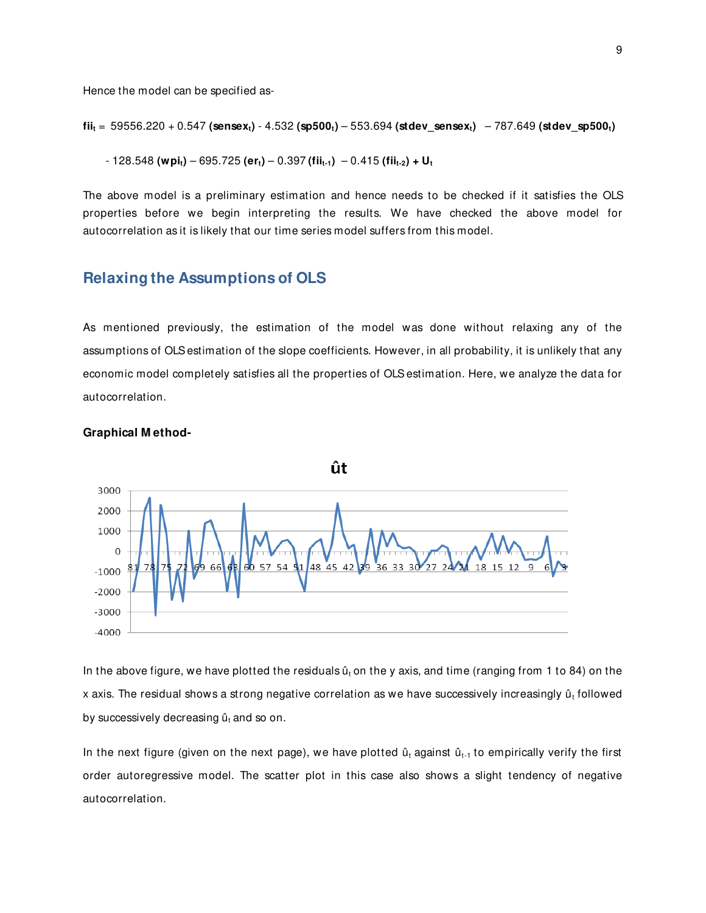Hence the model can be specified as-

$$\textbf{fii}_t = 59556.220 + 0.547\ (\textbf{sensex}_t) - 4.532\ (\textbf{sp500}_t) - 553.694\ (\textbf{stdev\_sensex}_t) - 787.649\ (\textbf{stdev\_sp500}_t)$$

$$- 128.548\ (\textbf{wpi}_t) - 695.725\ (\textbf{er}_t) - 0.397\ (\textbf{fii}_{t-1}) - 0.415\ (\textbf{fii}_{t-2}) + \textbf{U}_t$$

The above model is a preliminary estimation and hence needs to be checked if it satisfies the OLS properties before we begin interpreting the results. We have checked the above model for autocorrelation as it is likely that our time series model suffers from this model.

## Relaxing the Assumptions of OLS

As mentioned previously, the estimation of the model was done without relaxing any of the assumptions of OLS estimation of the slope coefficients. However, in all probability, it is unlikely that any economic model completely satisfies all the properties of OLS estimation. Here, we analyze the data for autocorrelation.

**Graphical Method-**

ût

In the above figure, we have plotted the residuals $\hat{u}_t$ on the y axis, and time (ranging from 1 to 84) on the x axis. The residual shows a strong negative correlation as we have successively increasingly $\hat{u}_t$ followed by successively decreasing $\hat{u}_t$ and so on.

In the next figure (given on the next page), we have plotted $\hat{u}_t$ against $\hat{u}_{t-1}$ to empirically verify the first order autoregressive model. The scatter plot in this case also shows a slight tendency of negative autocorrelation.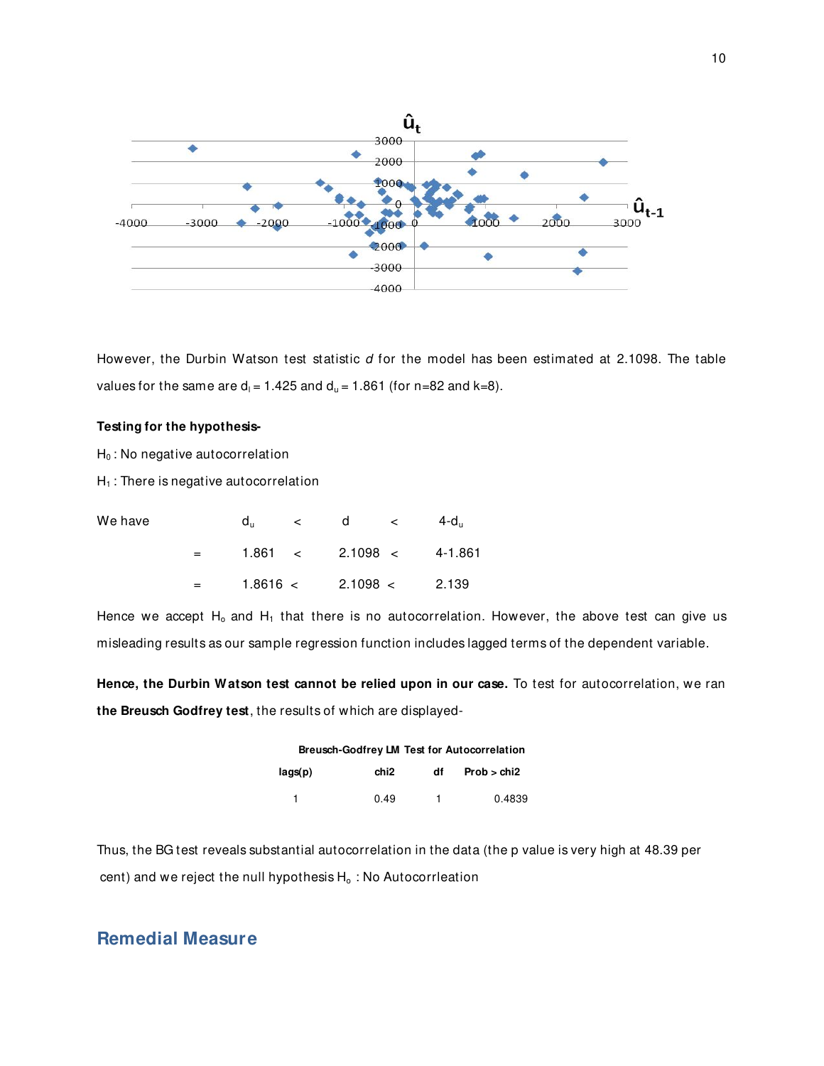However, the Durbin Watson test statistic *d* for the model has been estimated at 2.1098. The table values for the same are $d_l = 1.425$ and $d_u = 1.861$ (for n=82 and k=8).

**Testing for the hypothesis-**

$H_0$ : No negative autocorrelation

$H_1$ : There is negative autocorrelation

| We have | | $d_u$ | < | d | < | $4-d_u$ |
|---|---|---|---|---|---|---|
| | = | 1.861 | < | 2.1098 | < | 4-1.861 |
| | = | 1.8616 | < | 2.1098 | < | 2.139 |

Hence we accept $H_o$ and $H_1$ that there is no autocorrelation. However, the above test can give us misleading results as our sample regression function includes lagged terms of the dependent variable.

**Hence, the Durbin Watson test cannot be relied upon in our case.** To test for autocorrelation, we ran **the Breusch Godfrey test**, the results of which are displayed-

**Breusch-Godfrey LM Test for Autocorrelation**

| lags(p) | chi2 | df | Prob > chi2 |
|---|---|---|---|
| 1 | 0.49 | 1 | 0.4839 |

Thus, the BG test reveals substantial autocorrelation in the data (the p value is very high at 48.39 per cent) and we reject the null hypothesis $H_o$ : No Autocorrleation

## Remedial Measure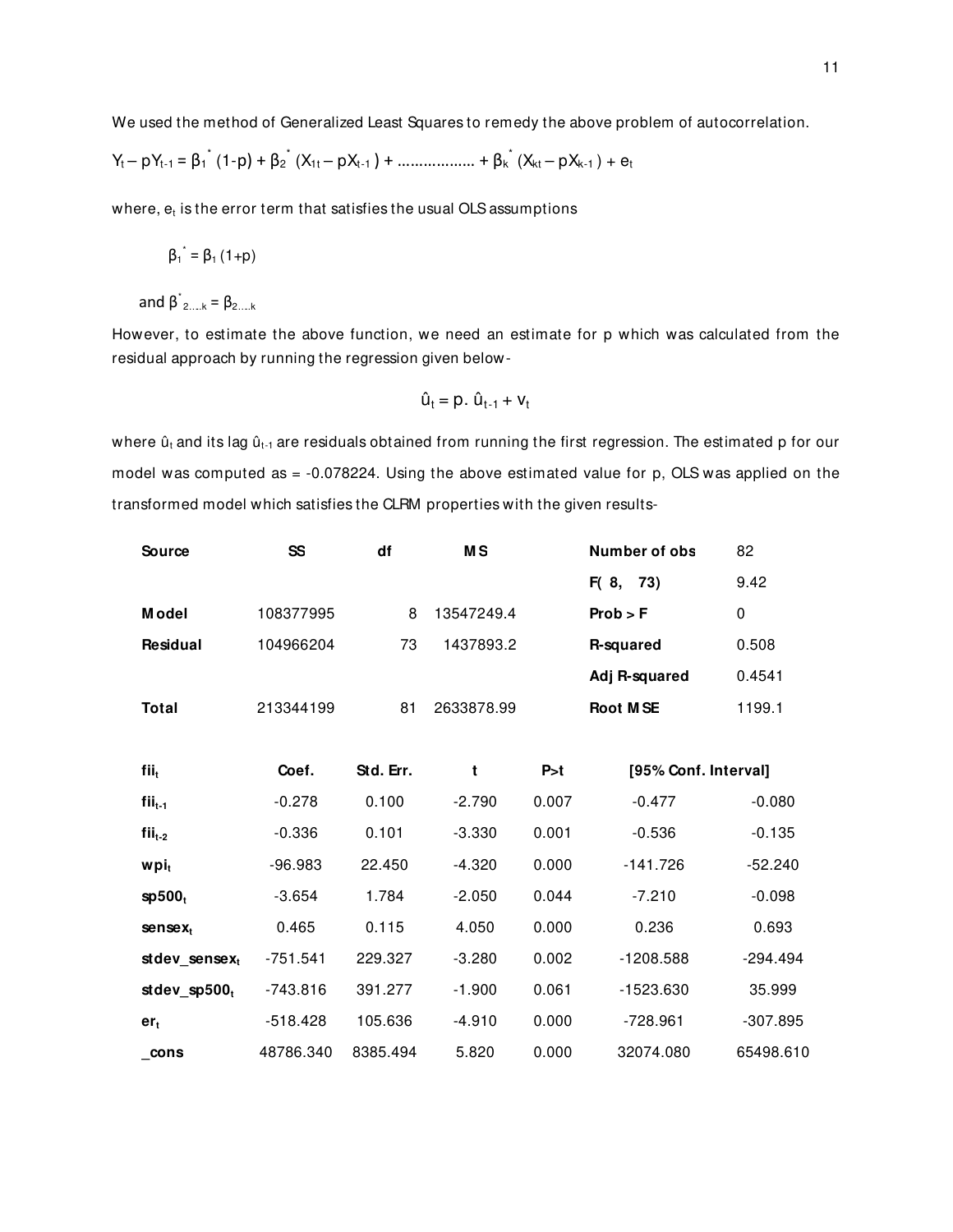We used the method of Generalized Least Squares to remedy the above problem of autocorrelation.

$$Y_t - pY_{t-1} = \beta_1^* (1-p) + \beta_2^* (X_{1t} - pX_{t-1}) + \ldots\ldots\ldots\ldots\ldots + \beta_k^* (X_{kt} - pX_{k-1}) + e_t$$

where, $e_t$ is the error term that satisfies the usual OLS assumptions

$$\beta_1^* = \beta_1 (1+p)$$

and $\beta^*_{2\ldots k} = \beta_{2\ldots k}$

However, to estimate the above function, we need an estimate for p which was calculated from the residual approach by running the regression given below-

$$\hat{u}_t = p.\ \hat{u}_{t-1} + v_t$$

where $\hat{u}_t$ and its lag $\hat{u}_{t-1}$ are residuals obtained from running the first regression. The estimated p for our model was computed as = -0.078224. Using the above estimated value for p, OLS was applied on the transformed model which satisfies the CLRM properties with the given results-

| **Source** | **SS** | **df** | **MS** | | |
|---|---|---|---|---|---|
| | | | | **Number of obs** | 82 |
| | | | | **F( 8, 73)** | 9.42 |
| **Model** | 108377995 | 8 | 13547249.4 | **Prob > F** | 0 |
| **Residual** | 104966204 | 73 | 1437893.2 | **R-squared** | 0.508 |
| | | | | **Adj R-squared** | 0.4541 |
| **Total** | 213344199 | 81 | 2633878.99 | **Root MSE** | 1199.1 |

| **$fii_t$** | **Coef.** | **Std. Err.** | **t** | **P>t** | **[95% Conf. Interval]** | |
|---|---|---|---|---|---|---|
| **$fii_{t-1}$** | -0.278 | 0.100 | -2.790 | 0.007 | -0.477 | -0.080 |
| **$fii_{t-2}$** | -0.336 | 0.101 | -3.330 | 0.001 | -0.536 | -0.135 |
| **$wpi_t$** | -96.983 | 22.450 | -4.320 | 0.000 | -141.726 | -52.240 |
| **$sp500_t$** | -3.654 | 1.784 | -2.050 | 0.044 | -7.210 | -0.098 |
| **$sensex_t$** | 0.465 | 0.115 | 4.050 | 0.000 | 0.236 | 0.693 |
| **$stdev\_sensex_t$** | -751.541 | 229.327 | -3.280 | 0.002 | -1208.588 | -294.494 |
| **$stdev\_sp500_t$** | -743.816 | 391.277 | -1.900 | 0.061 | -1523.630 | 35.999 |
| **$er_t$** | -518.428 | 105.636 | -4.910 | 0.000 | -728.961 | -307.895 |
| **_cons** | 48786.340 | 8385.494 | 5.820 | 0.000 | 32074.080 | 65498.610 |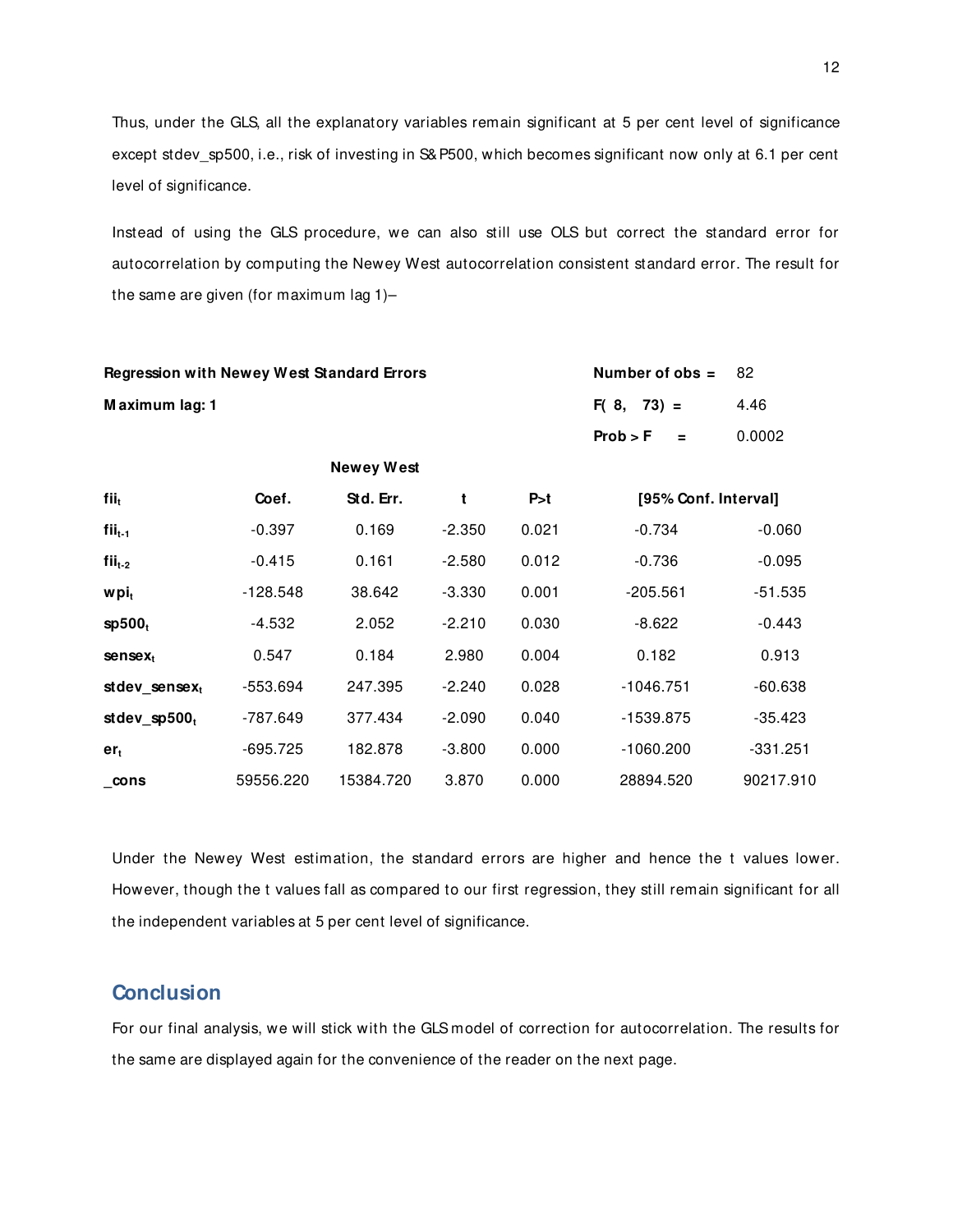Thus, under the GLS, all the explanatory variables remain significant at 5 per cent level of significance except stdev_sp500, i.e., risk of investing in S&P500, which becomes significant now only at 6.1 per cent level of significance.

Instead of using the GLS procedure, we can also still use OLS but correct the standard error for autocorrelation by computing the Newey West autocorrelation consistent standard error. The result for the same are given (for maximum lag 1)–

**Regression with Newey West Standard Errors**
**Maximum lag: 1**

**Number of obs =** 82
**$F(8, 73)$ =** 4.46
**Prob > F =** 0.0002

| **$fii_t$** | **Coef.** | **Newey West Std. Err.** | **t** | **P>t** | **[95% Conf. Interval]** | |
|---|---|---|---|---|---|---|
| **$fii_{t-1}$** | -0.397 | 0.169 | -2.350 | 0.021 | -0.734 | -0.060 |
| **$fii_{t-2}$** | -0.415 | 0.161 | -2.580 | 0.012 | -0.736 | -0.095 |
| **$wpi_t$** | -128.548 | 38.642 | -3.330 | 0.001 | -205.561 | -51.535 |
| **$sp500_t$** | -4.532 | 2.052 | -2.210 | 0.030 | -8.622 | -0.443 |
| **$sensex_t$** | 0.547 | 0.184 | 2.980 | 0.004 | 0.182 | 0.913 |
| **$stdev\_sensex_t$** | -553.694 | 247.395 | -2.240 | 0.028 | -1046.751 | -60.638 |
| **$stdev\_sp500_t$** | -787.649 | 377.434 | -2.090 | 0.040 | -1539.875 | -35.423 |
| **$er_t$** | -695.725 | 182.878 | -3.800 | 0.000 | -1060.200 | -331.251 |
| **_cons** | 59556.220 | 15384.720 | 3.870 | 0.000 | 28894.520 | 90217.910 |

Under the Newey West estimation, the standard errors are higher and hence the t values lower. However, though the t values fall as compared to our first regression, they still remain significant for all the independent variables at 5 per cent level of significance.

## Conclusion

For our final analysis, we will stick with the GLS model of correction for autocorrelation. The results for the same are displayed again for the convenience of the reader on the next page.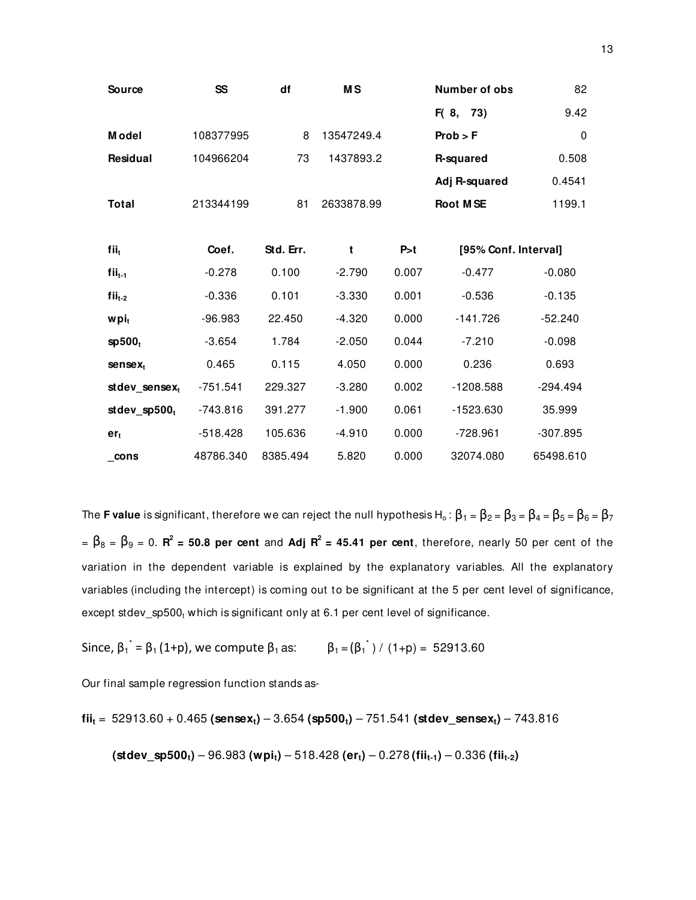| Source | SS | df | MS | | Number of obs | 82 |
|---|---|---|---|---|---|---|
| | | | | | F( 8, 73) | 9.42 |
| Model | 108377995 | 8 | 13547249.4 | | Prob > F | 0 |
| Residual | 104966204 | 73 | 1437893.2 | | R-squared | 0.508 |
| | | | | | Adj R-squared | 0.4541 |
| Total | 213344199 | 81 | 2633878.99 | | Root MSE | 1199.1 |

| $fii_t$ | Coef. | Std. Err. | t | P>t | [95% Conf. Interval] | |
|---|---|---|---|---|---|---|
| $fii_{t-1}$ | -0.278 | 0.100 | -2.790 | 0.007 | -0.477 | -0.080 |
| $fii_{t-2}$ | -0.336 | 0.101 | -3.330 | 0.001 | -0.536 | -0.135 |
| $wpi_t$ | -96.983 | 22.450 | -4.320 | 0.000 | -141.726 | -52.240 |
| $sp500_t$ | -3.654 | 1.784 | -2.050 | 0.044 | -7.210 | -0.098 |
| $sensex_t$ | 0.465 | 0.115 | 4.050 | 0.000 | 0.236 | 0.693 |
| $stdev\_sensex_t$ | -751.541 | 229.327 | -3.280 | 0.002 | -1208.588 | -294.494 |
| $stdev\_sp500_t$ | -743.816 | 391.277 | -1.900 | 0.061 | -1523.630 | 35.999 |
| $er_t$ | -518.428 | 105.636 | -4.910 | 0.000 | -728.961 | -307.895 |
| _cons | 48786.340 | 8385.494 | 5.820 | 0.000 | 32074.080 | 65498.610 |

The **F value** is significant, therefore we can reject the null hypothesis $H_o: \beta_1 = \beta_2 = \beta_3 = \beta_4 = \beta_5 = \beta_6 = \beta_7 = \beta_8 = \beta_9 = 0$. **$R^2$ = 50.8 per cent** and **Adj $R^2$ = 45.41 per cent**, therefore, nearly 50 per cent of the variation in the dependent variable is explained by the explanatory variables. All the explanatory variables (including the intercept) is coming out to be significant at the 5 per cent level of significance, except $stdev\_sp500_t$ which is significant only at 6.1 per cent level of significance.

Since, $\beta_1^* = \beta_1 (1+p)$, we compute $\beta_1$ as: $\beta_1 = (\beta_1^*) / (1+p) = 52913.60$

Our final sample regression function stands as-

$$\mathbf{fii_t} = 52913.60 + 0.465\,(\mathbf{sensex_t}) - 3.654\,(\mathbf{sp500_t}) - 751.541\,(\mathbf{stdev\_sensex_t}) - 743.816\,(\mathbf{stdev\_sp500_t}) - 96.983\,(\mathbf{wpi_t}) - 518.428\,(\mathbf{er_t}) - 0.278\,(\mathbf{fii_{t-1}}) - 0.336\,(\mathbf{fii_{t-2}})$$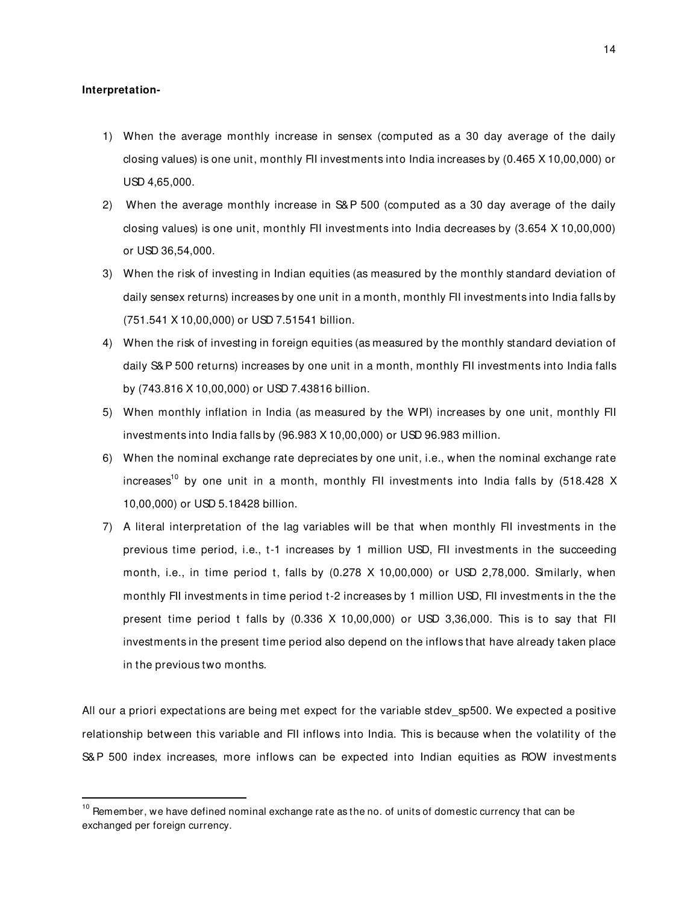**Interpretation-**

1) When the average monthly increase in sensex (computed as a 30 day average of the daily closing values) is one unit, monthly FII investments into India increases by (0.465 X 10,00,000) or USD 4,65,000.
2) When the average monthly increase in S&P 500 (computed as a 30 day average of the daily closing values) is one unit, monthly FII investments into India decreases by (3.654 X 10,00,000) or USD 36,54,000.
3) When the risk of investing in Indian equities (as measured by the monthly standard deviation of daily sensex returns) increases by one unit in a month, monthly FII investments into India falls by (751.541 X 10,00,000) or USD 7.51541 billion.
4) When the risk of investing in foreign equities (as measured by the monthly standard deviation of daily S&P 500 returns) increases by one unit in a month, monthly FII investments into India falls by (743.816 X 10,00,000) or USD 7.43816 billion.
5) When monthly inflation in India (as measured by the WPI) increases by one unit, monthly FII investments into India falls by (96.983 X 10,00,000) or USD 96.983 million.
6) When the nominal exchange rate depreciates by one unit, i.e., when the nominal exchange rate increases[10] by one unit in a month, monthly FII investments into India falls by (518.428 X 10,00,000) or USD 5.18428 billion.
7) A literal interpretation of the lag variables will be that when monthly FII investments in the previous time period, i.e., t-1 increases by 1 million USD, FII investments in the succeeding month, i.e., in time period t, falls by (0.278 X 10,00,000) or USD 2,78,000. Similarly, when monthly FII investments in time period t-2 increases by 1 million USD, FII investments in the the present time period t falls by (0.336 X 10,00,000) or USD 3,36,000. This is to say that FII investments in the present time period also depend on the inflows that have already taken place in the previous two months.

All our a priori expectations are being met expect for the variable stdev_sp500. We expected a positive relationship between this variable and FII inflows into India. This is because when the volatility of the S&P 500 index increases, more inflows can be expected into Indian equities as ROW investments

[10] Remember, we have defined nominal exchange rate as the no. of units of domestic currency that can be exchanged per foreign currency.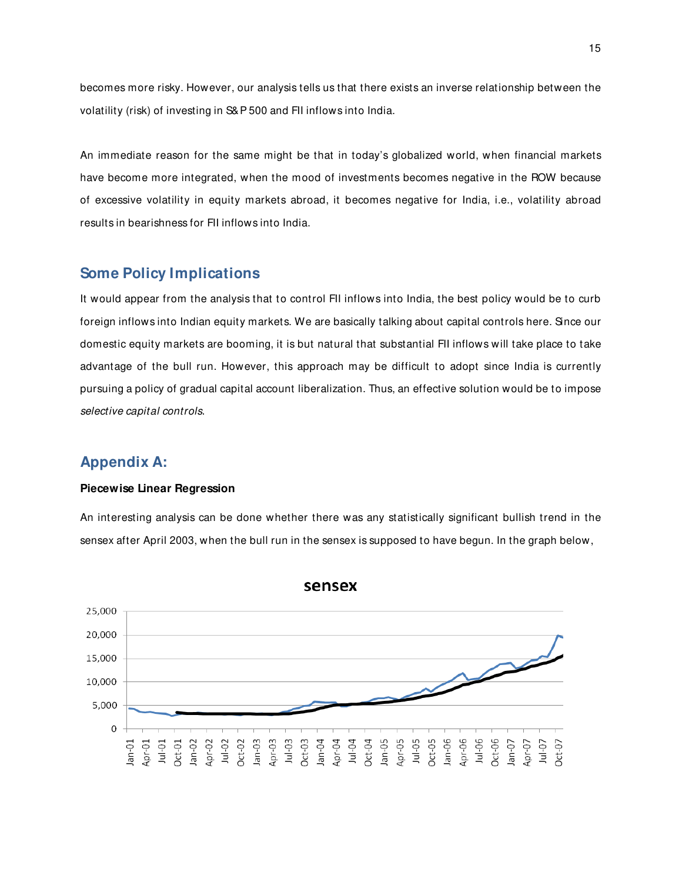becomes more risky. However, our analysis tells us that there exists an inverse relationship between the volatility (risk) of investing in S&P 500 and FII inflows into India.

An immediate reason for the same might be that in today's globalized world, when financial markets have become more integrated, when the mood of investments becomes negative in the ROW because of excessive volatility in equity markets abroad, it becomes negative for India, i.e., volatility abroad results in bearishness for FII inflows into India.

## Some Policy Implications

It would appear from the analysis that to control FII inflows into India, the best policy would be to curb foreign inflows into Indian equity markets. We are basically talking about capital controls here. Since our domestic equity markets are booming, it is but natural that substantial FII inflows will take place to take advantage of the bull run. However, this approach may be difficult to adopt since India is currently pursuing a policy of gradual capital account liberalization. Thus, an effective solution would be to impose *selective capital controls*.

## Appendix A:

**Piecewise Linear Regression**

An interesting analysis can be done whether there was any statistically significant bullish trend in the sensex after April 2003, when the bull run in the sensex is supposed to have begun. In the graph below,

**sensex**

25,000
20,000
15,000
10,000
5,000
0

Jan-01 Apr-01 Jul-01 Oct-01 Jan-02 Apr-02 Jul-02 Oct-02 Jan-03 Apr-03 Jul-03 Oct-03 Jan-04 Apr-04 Jul-04 Oct-04 Jan-05 Apr-05 Jul-05 Oct-05 Jan-06 Apr-06 Jul-06 Oct-06 Jan-07 Apr-07 Jul-07 Oct-07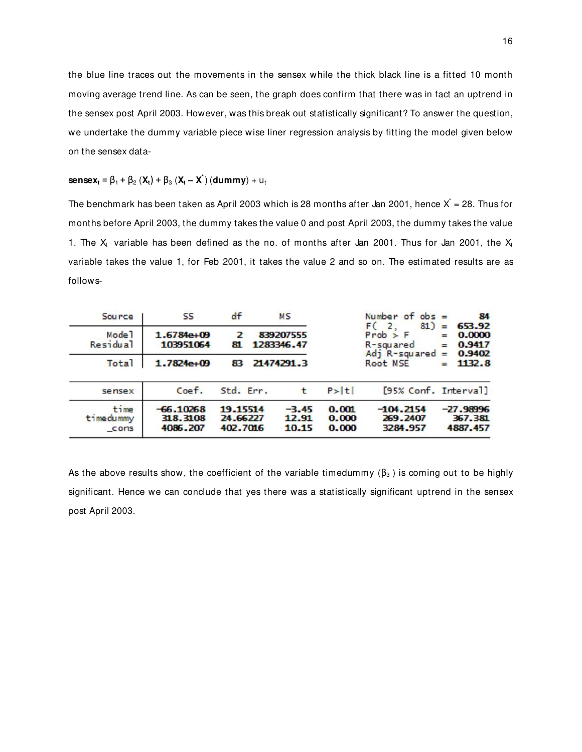the blue line traces out the movements in the sensex while the thick black line is a fitted 10 month moving average trend line. As can be seen, the graph does confirm that there was in fact an uptrend in the sensex post April 2003. However, was this break out statistically significant? To answer the question, we undertake the dummy variable piece wise liner regression analysis by fitting the model given below on the sensex data-

$$\textbf{sensex}_t = \beta_1 + \beta_2 (\textbf{X}_t) + \beta_3 (\textbf{X}_t - \textbf{X}^*) (\textbf{dummy}) + u_t$$

The benchmark has been taken as April 2003 which is 28 months after Jan 2001, hence $X^* = 28$. Thus for months before April 2003, the dummy takes the value 0 and post April 2003, the dummy takes the value 1. The $X_t$ variable has been defined as the no. of months after Jan 2001. Thus for Jan 2001, the $X_t$ variable takes the value 1, for Feb 2001, it takes the value 2 and so on. The estimated results are as follows-

| Source | SS | df | MS |
|---|---|---|---|
| Model | 1.6784e+09 | 2 | 839207555 |
| Residual | 103951064 | 81 | 1283346.47 |
| Total | 1.7824e+09 | 83 | 21474291.3 |

| | |
|---|---|
| Number of obs | 84 |
| F( 2, 81) | 653.92 |
| Prob > F | 0.0000 |
| R-squared | 0.9417 |
| Adj R-squared | 0.9402 |
| Root MSE | 1132.8 |

| sensex | Coef. | Std. Err. | t | P>\|t\| | [95% Conf. | Interval] |
|---|---|---|---|---|---|---|
| time | -66.10268 | 19.15514 | -3.45 | 0.001 | -104.2154 | -27.98996 |
| timedummy | 318.3108 | 24.66227 | 12.91 | 0.000 | 269.2407 | 367.381 |
| _cons | 4086.207 | 402.7016 | 10.15 | 0.000 | 3284.957 | 4887.457 |

As the above results show, the coefficient of the variable timedummy ($\beta_3$) is coming out to be highly significant. Hence we can conclude that yes there was a statistically significant uptrend in the sensex post April 2003.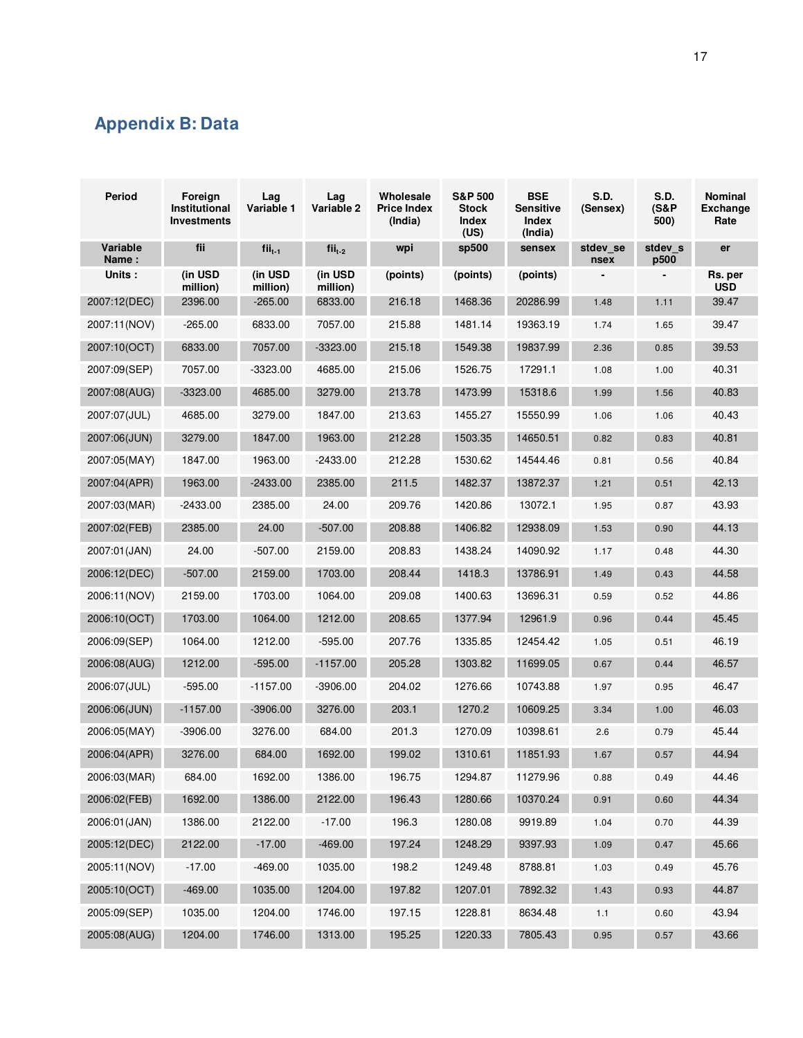## Appendix B: Data

| Period | Foreign Institutional Investments | Lag Variable 1 | Lag Variable 2 | Wholesale Price Index (India) | S&P 500 Stock Index (US) | BSE Sensitive Index (India) | S.D. (Sensex) | S.D. (S&P 500) | Nominal Exchange Rate |
|---|---|---|---|---|---|---|---|---|---|
| **Variable Name :** | **fii** | **$fii_{t-1}$** | **$fii_{t-2}$** | **wpi** | **sp500** | **sensex** | **stdev_sensex** | **stdev_sp500** | **er** |
| **Units :** | **(in USD million)** | **(in USD million)** | **(in USD million)** | **(points)** | **(points)** | **(points)** | **-** | **-** | **Rs. per USD** |
| 2007:12(DEC) | 2396.00 | -265.00 | 6833.00 | 216.18 | 1468.36 | 20286.99 | 1.48 | 1.11 | 39.47 |
| 2007:11(NOV) | -265.00 | 6833.00 | 7057.00 | 215.88 | 1481.14 | 19363.19 | 1.74 | 1.65 | 39.47 |
| 2007:10(OCT) | 6833.00 | 7057.00 | -3323.00 | 215.18 | 1549.38 | 19837.99 | 2.36 | 0.85 | 39.53 |
| 2007:09(SEP) | 7057.00 | -3323.00 | 4685.00 | 215.06 | 1526.75 | 17291.1 | 1.08 | 1.00 | 40.31 |
| 2007:08(AUG) | -3323.00 | 4685.00 | 3279.00 | 213.78 | 1473.99 | 15318.6 | 1.99 | 1.56 | 40.83 |
| 2007:07(JUL) | 4685.00 | 3279.00 | 1847.00 | 213.63 | 1455.27 | 15550.99 | 1.06 | 1.06 | 40.43 |
| 2007:06(JUN) | 3279.00 | 1847.00 | 1963.00 | 212.28 | 1503.35 | 14650.51 | 0.82 | 0.83 | 40.81 |
| 2007:05(MAY) | 1847.00 | 1963.00 | -2433.00 | 212.28 | 1530.62 | 14544.46 | 0.81 | 0.56 | 40.84 |
| 2007:04(APR) | 1963.00 | -2433.00 | 2385.00 | 211.5 | 1482.37 | 13872.37 | 1.21 | 0.51 | 42.13 |
| 2007:03(MAR) | -2433.00 | 2385.00 | 24.00 | 209.76 | 1420.86 | 13072.1 | 1.95 | 0.87 | 43.93 |
| 2007:02(FEB) | 2385.00 | 24.00 | -507.00 | 208.88 | 1406.82 | 12938.09 | 1.53 | 0.90 | 44.13 |
| 2007:01(JAN) | 24.00 | -507.00 | 2159.00 | 208.83 | 1438.24 | 14090.92 | 1.17 | 0.48 | 44.30 |
| 2006:12(DEC) | -507.00 | 2159.00 | 1703.00 | 208.44 | 1418.3 | 13786.91 | 1.49 | 0.43 | 44.58 |
| 2006:11(NOV) | 2159.00 | 1703.00 | 1064.00 | 209.08 | 1400.63 | 13696.31 | 0.59 | 0.52 | 44.86 |
| 2006:10(OCT) | 1703.00 | 1064.00 | 1212.00 | 208.65 | 1377.94 | 12961.9 | 0.96 | 0.44 | 45.45 |
| 2006:09(SEP) | 1064.00 | 1212.00 | -595.00 | 207.76 | 1335.85 | 12454.42 | 1.05 | 0.51 | 46.19 |
| 2006:08(AUG) | 1212.00 | -595.00 | -1157.00 | 205.28 | 1303.82 | 11699.05 | 0.67 | 0.44 | 46.57 |
| 2006:07(JUL) | -595.00 | -1157.00 | -3906.00 | 204.02 | 1276.66 | 10743.88 | 1.97 | 0.95 | 46.47 |
| 2006:06(JUN) | -1157.00 | -3906.00 | 3276.00 | 203.1 | 1270.2 | 10609.25 | 3.34 | 1.00 | 46.03 |
| 2006:05(MAY) | -3906.00 | 3276.00 | 684.00 | 201.3 | 1270.09 | 10398.61 | 2.6 | 0.79 | 45.44 |
| 2006:04(APR) | 3276.00 | 684.00 | 1692.00 | 199.02 | 1310.61 | 11851.93 | 1.67 | 0.57 | 44.94 |
| 2006:03(MAR) | 684.00 | 1692.00 | 1386.00 | 196.75 | 1294.87 | 11279.96 | 0.88 | 0.49 | 44.46 |
| 2006:02(FEB) | 1692.00 | 1386.00 | 2122.00 | 196.43 | 1280.66 | 10370.24 | 0.91 | 0.60 | 44.34 |
| 2006:01(JAN) | 1386.00 | 2122.00 | -17.00 | 196.3 | 1280.08 | 9919.89 | 1.04 | 0.70 | 44.39 |
| 2005:12(DEC) | 2122.00 | -17.00 | -469.00 | 197.24 | 1248.29 | 9397.93 | 1.09 | 0.47 | 45.66 |
| 2005:11(NOV) | -17.00 | -469.00 | 1035.00 | 198.2 | 1249.48 | 8788.81 | 1.03 | 0.49 | 45.76 |
| 2005:10(OCT) | -469.00 | 1035.00 | 1204.00 | 197.82 | 1207.01 | 7892.32 | 1.43 | 0.93 | 44.87 |
| 2005:09(SEP) | 1035.00 | 1204.00 | 1746.00 | 197.15 | 1228.81 | 8634.48 | 1.1 | 0.60 | 43.94 |
| 2005:08(AUG) | 1204.00 | 1746.00 | 1313.00 | 195.25 | 1220.33 | 7805.43 | 0.95 | 0.57 | 43.66 |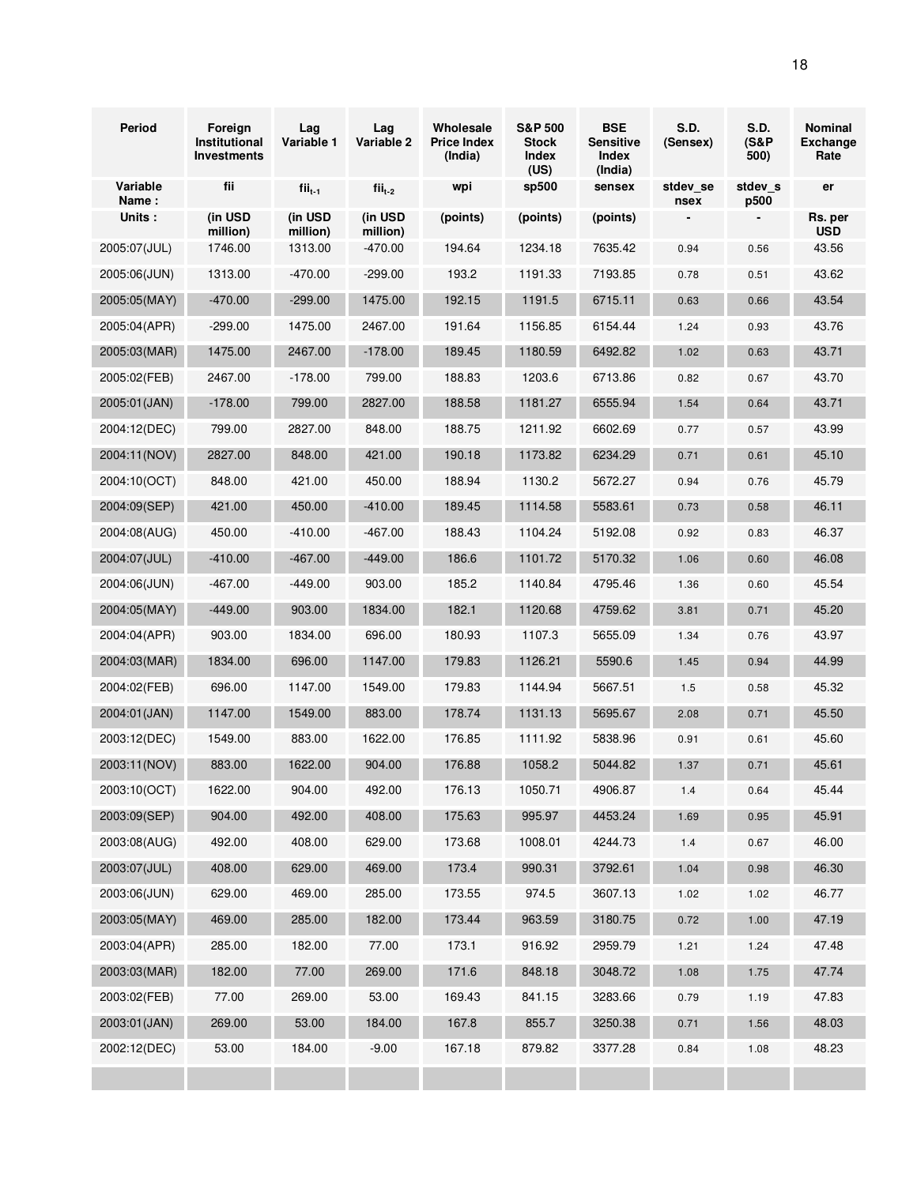| Period | Foreign Institutional Investments | Lag Variable 1 | Lag Variable 2 | Wholesale Price Index (India) | S&P 500 Stock Index (US) | BSE Sensitive Index (India) | S.D. (Sensex) | S.D. (S&P 500) | Nominal Exchange Rate |
|---|---|---|---|---|---|---|---|---|---|
| **Variable Name :** | **fii** | $fii_{t-1}$ | $fii_{t-2}$ | **wpi** | **sp500** | **sensex** | **stdev_sensex** | **stdev_sp500** | **er** |
| **Units :** | **(in USD million)** | **(in USD million)** | **(in USD million)** | **(points)** | **(points)** | **(points)** | **-** | **-** | **Rs. per USD** |
| 2005:07(JUL) | 1746.00 | 1313.00 | -470.00 | 194.64 | 1234.18 | 7635.42 | 0.94 | 0.56 | 43.56 |
| 2005:06(JUN) | 1313.00 | -470.00 | -299.00 | 193.2 | 1191.33 | 7193.85 | 0.78 | 0.51 | 43.62 |
| 2005:05(MAY) | -470.00 | -299.00 | 1475.00 | 192.15 | 1191.5 | 6715.11 | 0.63 | 0.66 | 43.54 |
| 2005:04(APR) | -299.00 | 1475.00 | 2467.00 | 191.64 | 1156.85 | 6154.44 | 1.24 | 0.93 | 43.76 |
| 2005:03(MAR) | 1475.00 | 2467.00 | -178.00 | 189.45 | 1180.59 | 6492.82 | 1.02 | 0.63 | 43.71 |
| 2005:02(FEB) | 2467.00 | -178.00 | 799.00 | 188.83 | 1203.6 | 6713.86 | 0.82 | 0.67 | 43.70 |
| 2005:01(JAN) | -178.00 | 799.00 | 2827.00 | 188.58 | 1181.27 | 6555.94 | 1.54 | 0.64 | 43.71 |
| 2004:12(DEC) | 799.00 | 2827.00 | 848.00 | 188.75 | 1211.92 | 6602.69 | 0.77 | 0.57 | 43.99 |
| 2004:11(NOV) | 2827.00 | 848.00 | 421.00 | 190.18 | 1173.82 | 6234.29 | 0.71 | 0.61 | 45.10 |
| 2004:10(OCT) | 848.00 | 421.00 | 450.00 | 188.94 | 1130.2 | 5672.27 | 0.94 | 0.76 | 45.79 |
| 2004:09(SEP) | 421.00 | 450.00 | -410.00 | 189.45 | 1114.58 | 5583.61 | 0.73 | 0.58 | 46.11 |
| 2004:08(AUG) | 450.00 | -410.00 | -467.00 | 188.43 | 1104.24 | 5192.08 | 0.92 | 0.83 | 46.37 |
| 2004:07(JUL) | -410.00 | -467.00 | -449.00 | 186.6 | 1101.72 | 5170.32 | 1.06 | 0.60 | 46.08 |
| 2004:06(JUN) | -467.00 | -449.00 | 903.00 | 185.2 | 1140.84 | 4795.46 | 1.36 | 0.60 | 45.54 |
| 2004:05(MAY) | -449.00 | 903.00 | 1834.00 | 182.1 | 1120.68 | 4759.62 | 3.81 | 0.71 | 45.20 |
| 2004:04(APR) | 903.00 | 1834.00 | 696.00 | 180.93 | 1107.3 | 5655.09 | 1.34 | 0.76 | 43.97 |
| 2004:03(MAR) | 1834.00 | 696.00 | 1147.00 | 179.83 | 1126.21 | 5590.6 | 1.45 | 0.94 | 44.99 |
| 2004:02(FEB) | 696.00 | 1147.00 | 1549.00 | 179.83 | 1144.94 | 5667.51 | 1.5 | 0.58 | 45.32 |
| 2004:01(JAN) | 1147.00 | 1549.00 | 883.00 | 178.74 | 1131.13 | 5695.67 | 2.08 | 0.71 | 45.50 |
| 2003:12(DEC) | 1549.00 | 883.00 | 1622.00 | 176.85 | 1111.92 | 5838.96 | 0.91 | 0.61 | 45.60 |
| 2003:11(NOV) | 883.00 | 1622.00 | 904.00 | 176.88 | 1058.2 | 5044.82 | 1.37 | 0.71 | 45.61 |
| 2003:10(OCT) | 1622.00 | 904.00 | 492.00 | 176.13 | 1050.71 | 4906.87 | 1.4 | 0.64 | 45.44 |
| 2003:09(SEP) | 904.00 | 492.00 | 408.00 | 175.63 | 995.97 | 4453.24 | 1.69 | 0.95 | 45.91 |
| 2003:08(AUG) | 492.00 | 408.00 | 629.00 | 173.68 | 1008.01 | 4244.73 | 1.4 | 0.67 | 46.00 |
| 2003:07(JUL) | 408.00 | 629.00 | 469.00 | 173.4 | 990.31 | 3792.61 | 1.04 | 0.98 | 46.30 |
| 2003:06(JUN) | 629.00 | 469.00 | 285.00 | 173.55 | 974.5 | 3607.13 | 1.02 | 1.02 | 46.77 |
| 2003:05(MAY) | 469.00 | 285.00 | 182.00 | 173.44 | 963.59 | 3180.75 | 0.72 | 1.00 | 47.19 |
| 2003:04(APR) | 285.00 | 182.00 | 77.00 | 173.1 | 916.92 | 2959.79 | 1.21 | 1.24 | 47.48 |
| 2003:03(MAR) | 182.00 | 77.00 | 269.00 | 171.6 | 848.18 | 3048.72 | 1.08 | 1.75 | 47.74 |
| 2003:02(FEB) | 77.00 | 269.00 | 53.00 | 169.43 | 841.15 | 3283.66 | 0.79 | 1.19 | 47.83 |
| 2003:01(JAN) | 269.00 | 53.00 | 184.00 | 167.8 | 855.7 | 3250.38 | 0.71 | 1.56 | 48.03 |
| 2002:12(DEC) | 53.00 | 184.00 | -9.00 | 167.18 | 879.82 | 3377.28 | 0.84 | 1.08 | 48.23 |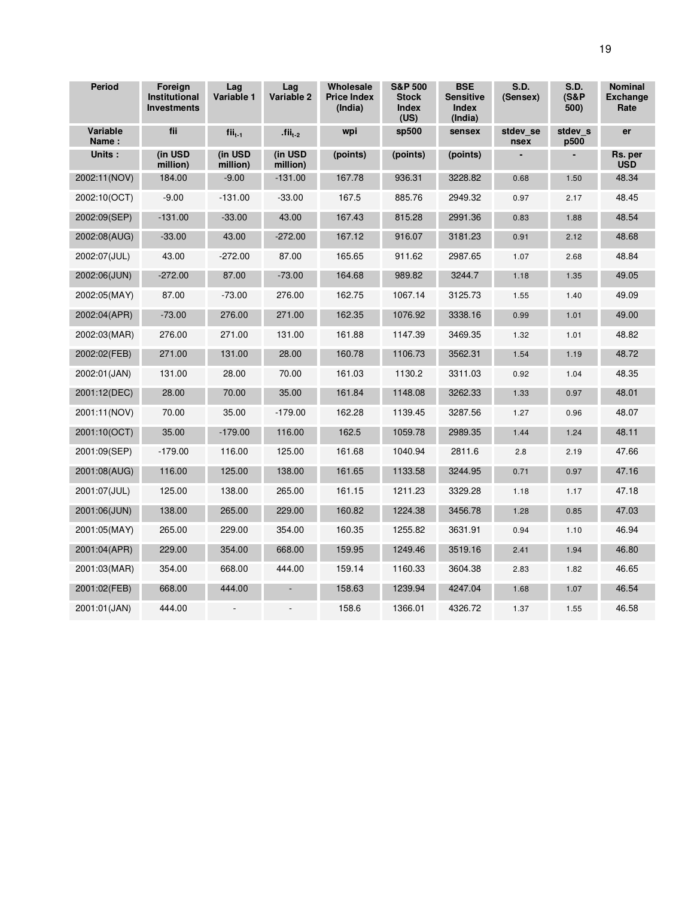| Period | Foreign Institutional Investments | Lag Variable 1 | Lag Variable 2 | Wholesale Price Index (India) | S&P 500 Stock Index (US) | BSE Sensitive Index (India) | S.D. (Sensex) | S.D. (S&P 500) | Nominal Exchange Rate |
|---|---|---|---|---|---|---|---|---|---|
| Variable Name : | fii | $fii_{t-1}$ | $.fii_{t-2}$ | wpi | sp500 | sensex | stdev_sensex | stdev_sp500 | er |
| Units : | (in USD million) | (in USD million) | (in USD million) | (points) | (points) | (points) | - | - | Rs. per USD |
| 2002:11(NOV) | 184.00 | -9.00 | -131.00 | 167.78 | 936.31 | 3228.82 | 0.68 | 1.50 | 48.34 |
| 2002:10(OCT) | -9.00 | -131.00 | -33.00 | 167.5 | 885.76 | 2949.32 | 0.97 | 2.17 | 48.45 |
| 2002:09(SEP) | -131.00 | -33.00 | 43.00 | 167.43 | 815.28 | 2991.36 | 0.83 | 1.88 | 48.54 |
| 2002:08(AUG) | -33.00 | 43.00 | -272.00 | 167.12 | 916.07 | 3181.23 | 0.91 | 2.12 | 48.68 |
| 2002:07(JUL) | 43.00 | -272.00 | 87.00 | 165.65 | 911.62 | 2987.65 | 1.07 | 2.68 | 48.84 |
| 2002:06(JUN) | -272.00 | 87.00 | -73.00 | 164.68 | 989.82 | 3244.7 | 1.18 | 1.35 | 49.05 |
| 2002:05(MAY) | 87.00 | -73.00 | 276.00 | 162.75 | 1067.14 | 3125.73 | 1.55 | 1.40 | 49.09 |
| 2002:04(APR) | -73.00 | 276.00 | 271.00 | 162.35 | 1076.92 | 3338.16 | 0.99 | 1.01 | 49.00 |
| 2002:03(MAR) | 276.00 | 271.00 | 131.00 | 161.88 | 1147.39 | 3469.35 | 1.32 | 1.01 | 48.82 |
| 2002:02(FEB) | 271.00 | 131.00 | 28.00 | 160.78 | 1106.73 | 3562.31 | 1.54 | 1.19 | 48.72 |
| 2002:01(JAN) | 131.00 | 28.00 | 70.00 | 161.03 | 1130.2 | 3311.03 | 0.92 | 1.04 | 48.35 |
| 2001:12(DEC) | 28.00 | 70.00 | 35.00 | 161.84 | 1148.08 | 3262.33 | 1.33 | 0.97 | 48.01 |
| 2001:11(NOV) | 70.00 | 35.00 | -179.00 | 162.28 | 1139.45 | 3287.56 | 1.27 | 0.96 | 48.07 |
| 2001:10(OCT) | 35.00 | -179.00 | 116.00 | 162.5 | 1059.78 | 2989.35 | 1.44 | 1.24 | 48.11 |
| 2001:09(SEP) | -179.00 | 116.00 | 125.00 | 161.68 | 1040.94 | 2811.6 | 2.8 | 2.19 | 47.66 |
| 2001:08(AUG) | 116.00 | 125.00 | 138.00 | 161.65 | 1133.58 | 3244.95 | 0.71 | 0.97 | 47.16 |
| 2001:07(JUL) | 125.00 | 138.00 | 265.00 | 161.15 | 1211.23 | 3329.28 | 1.18 | 1.17 | 47.18 |
| 2001:06(JUN) | 138.00 | 265.00 | 229.00 | 160.82 | 1224.38 | 3456.78 | 1.28 | 0.85 | 47.03 |
| 2001:05(MAY) | 265.00 | 229.00 | 354.00 | 160.35 | 1255.82 | 3631.91 | 0.94 | 1.10 | 46.94 |
| 2001:04(APR) | 229.00 | 354.00 | 668.00 | 159.95 | 1249.46 | 3519.16 | 2.41 | 1.94 | 46.80 |
| 2001:03(MAR) | 354.00 | 668.00 | 444.00 | 159.14 | 1160.33 | 3604.38 | 2.83 | 1.82 | 46.65 |
| 2001:02(FEB) | 668.00 | 444.00 | - | 158.63 | 1239.94 | 4247.04 | 1.68 | 1.07 | 46.54 |
| 2001:01(JAN) | 444.00 | - | - | 158.6 | 1366.01 | 4326.72 | 1.37 | 1.55 | 46.58 |